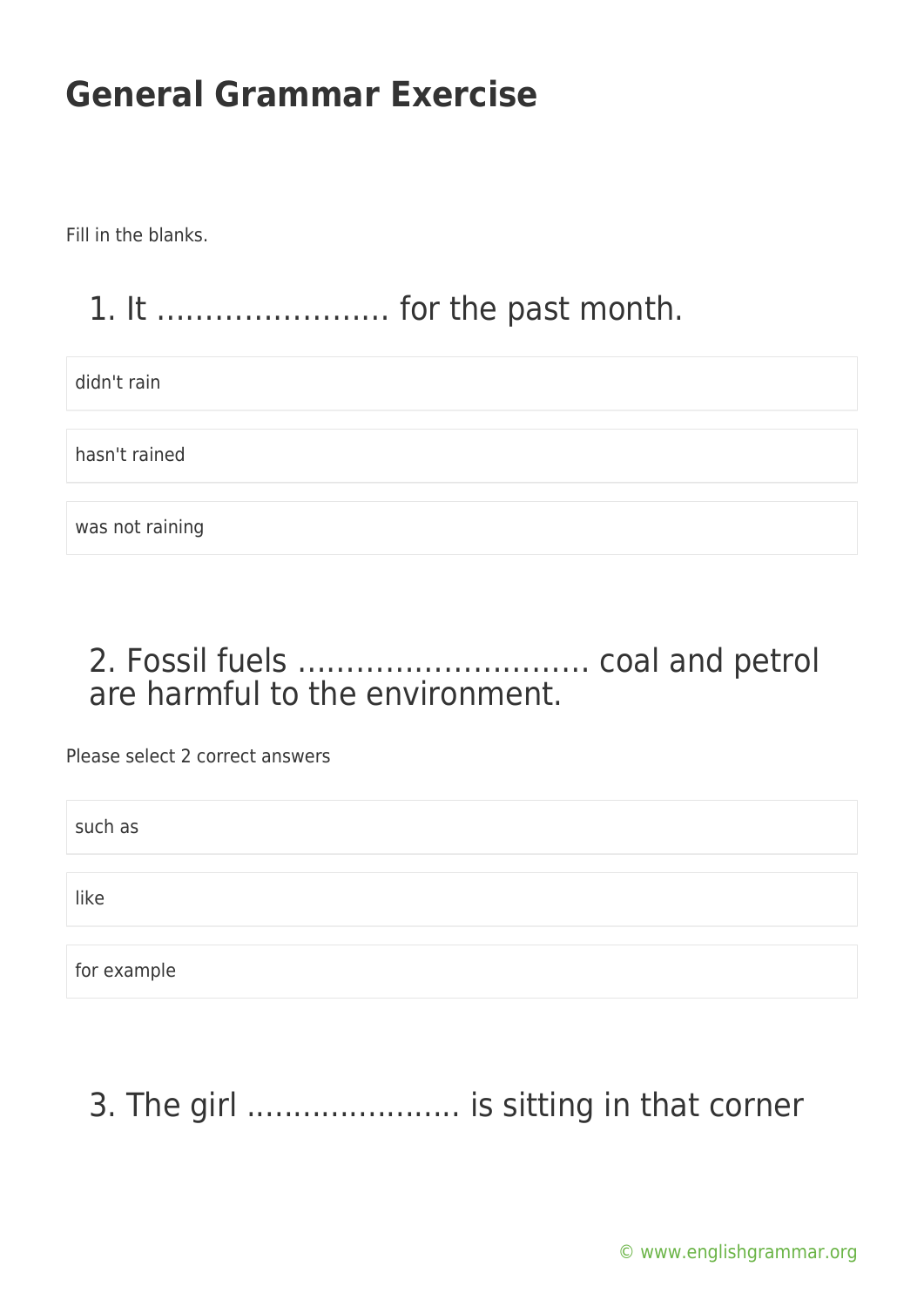# General Grammar Exercise

Fill in the blanks.

## 1. It ........................ for the past month.

- didn't rain
- hasn't rained
- was not raining

## 2. Fossil fuels .............................. coal and petrol are harmful to the environment.

Please select 2 correct answers

- such as
- like
- for example

## 3. The girl ....................... is sitting in that corner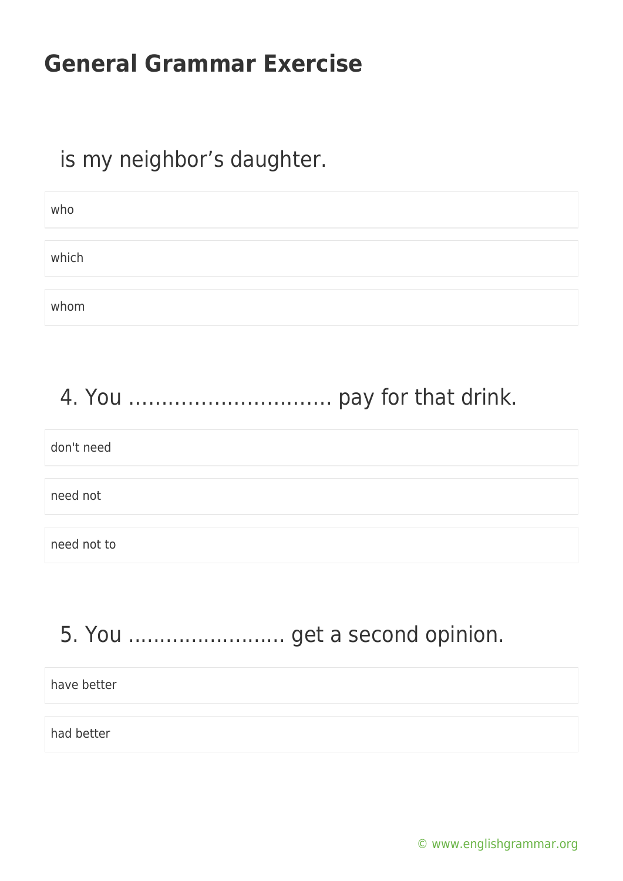# General Grammar Exercise

is my neighbor's daughter.

- who
- which
- whom

4. You …………………………. pay for that drink.

- don't need
- need not
- need not to

5. You ……………………. get a second opinion.

- have better
- had better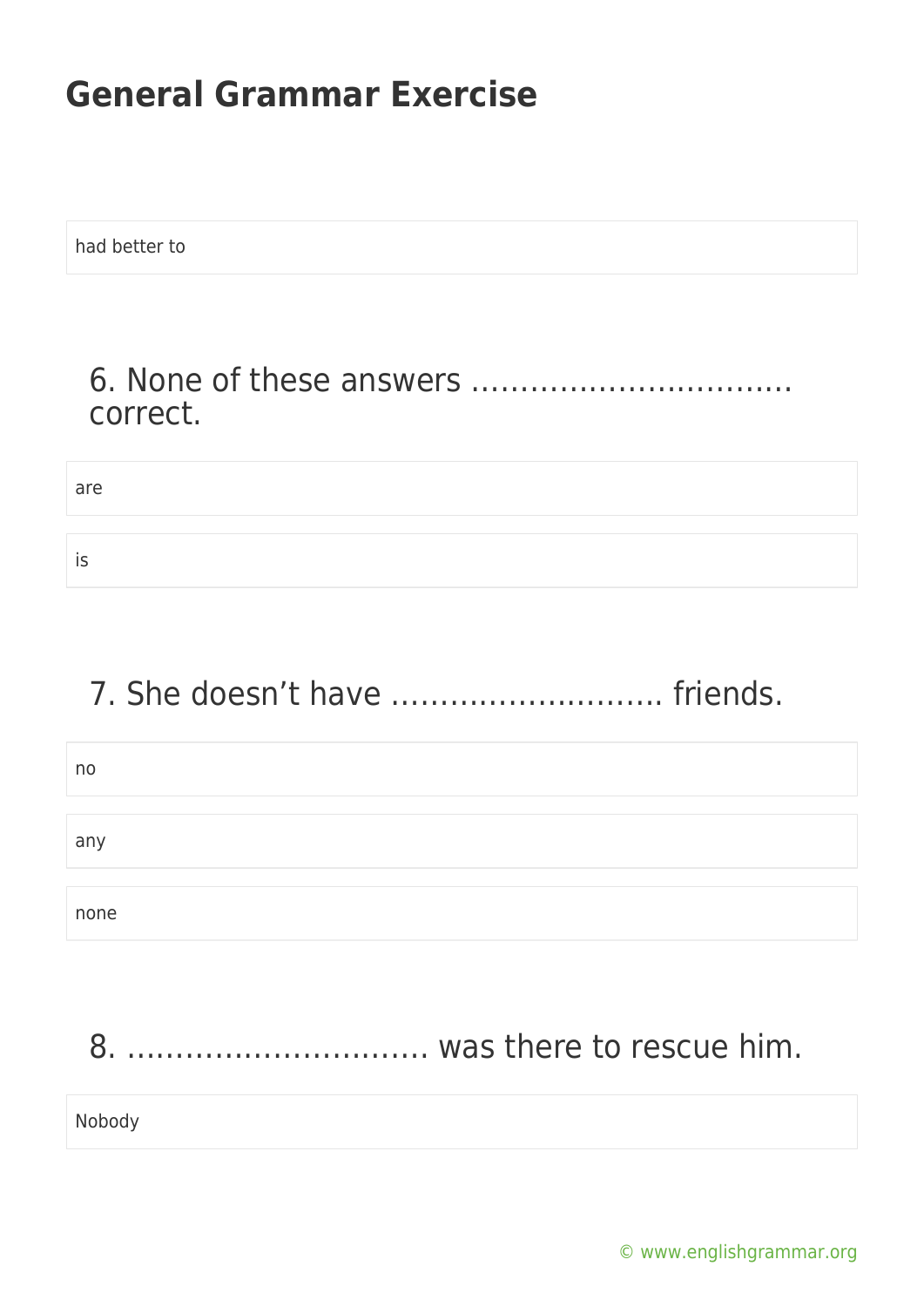# General Grammar Exercise

had better to

## 6. None of these answers ………………………….. correct.

are

is

## 7. She doesn't have ………………………. friends.

no

any

none

## 8. …………………………. was there to rescue him.

Nobody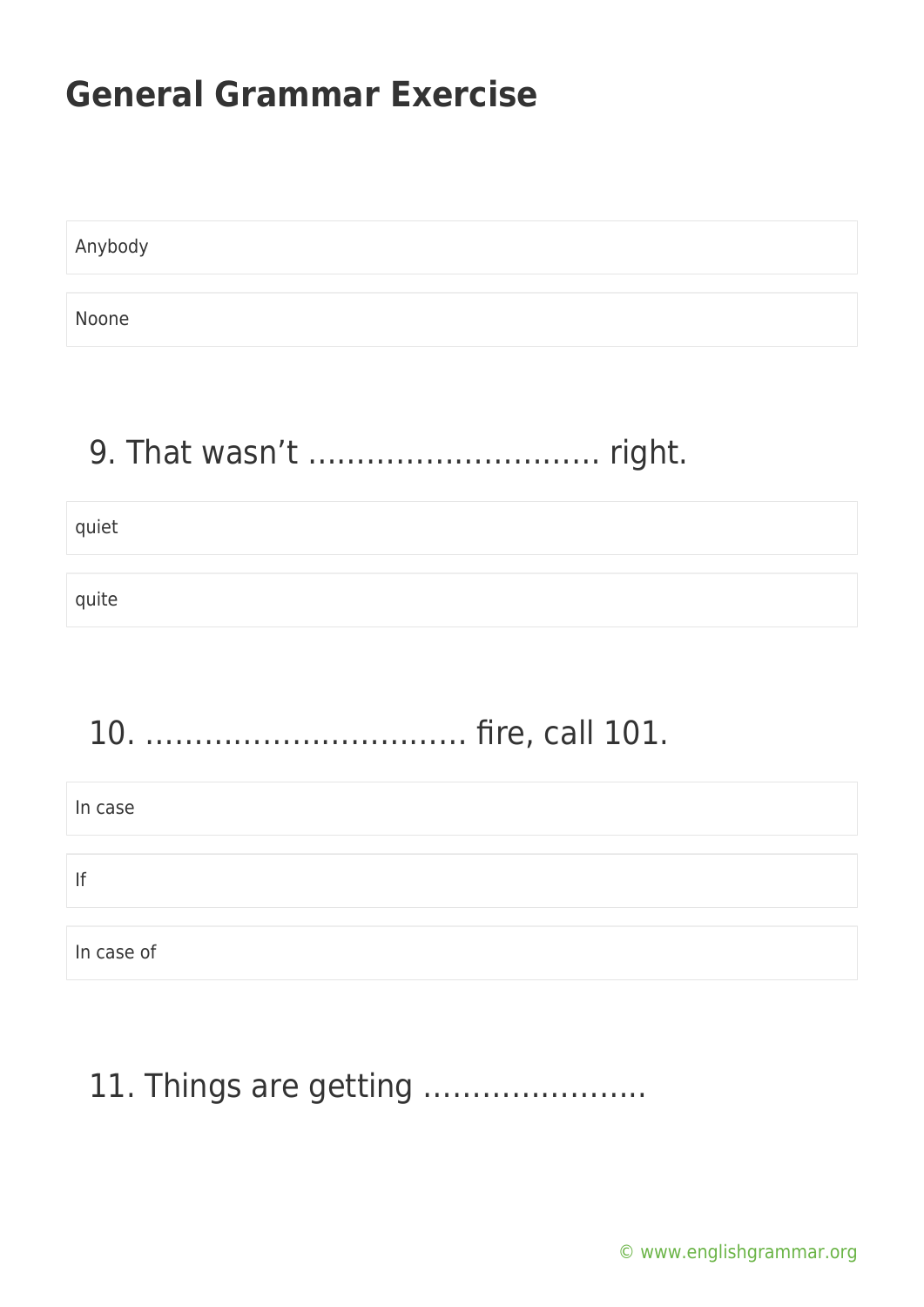## General Grammar Exercise

Anybody

Noone

### 9. That wasn't ………………………… right.

quiet

quite

### 10. …………………………… fire, call 101.

In case

If

In case of

### 11. Things are getting …………………..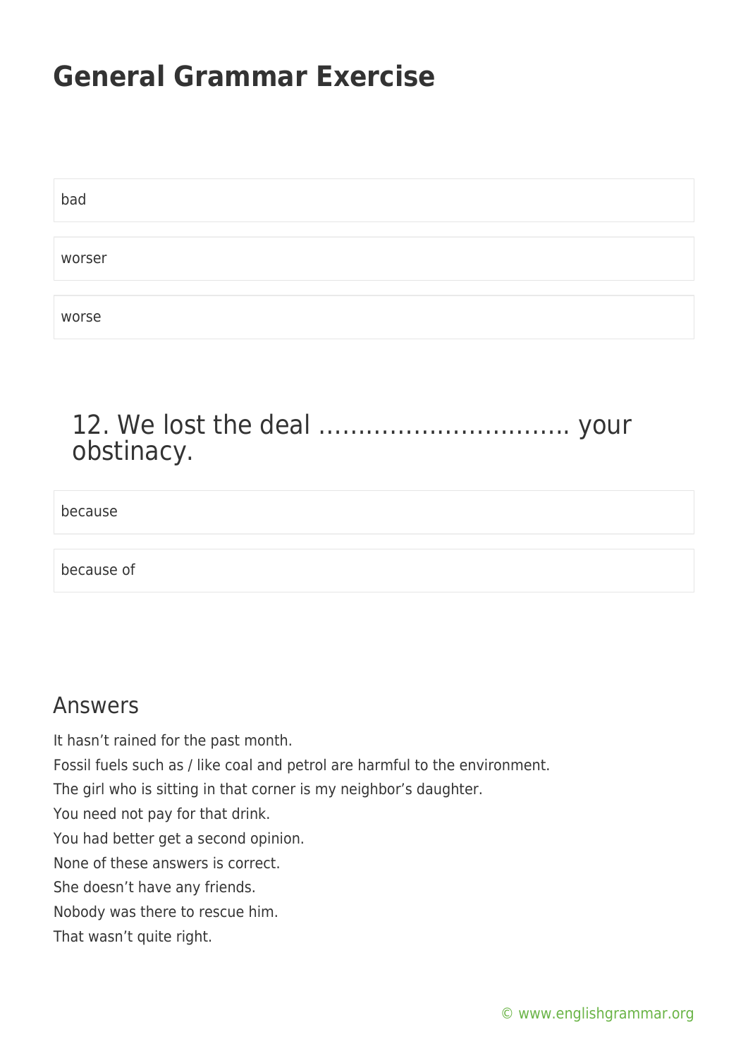bad

worser

worse

## 12. We lost the deal ………………………….. your obstinacy.

because

because of

## Answers

It hasn't rained for the past month.
Fossil fuels such as / like coal and petrol are harmful to the environment.
The girl who is sitting in that corner is my neighbor's daughter.
You need not pay for that drink.
You had better get a second opinion.
None of these answers is correct.
She doesn't have any friends.
Nobody was there to rescue him.
That wasn't quite right.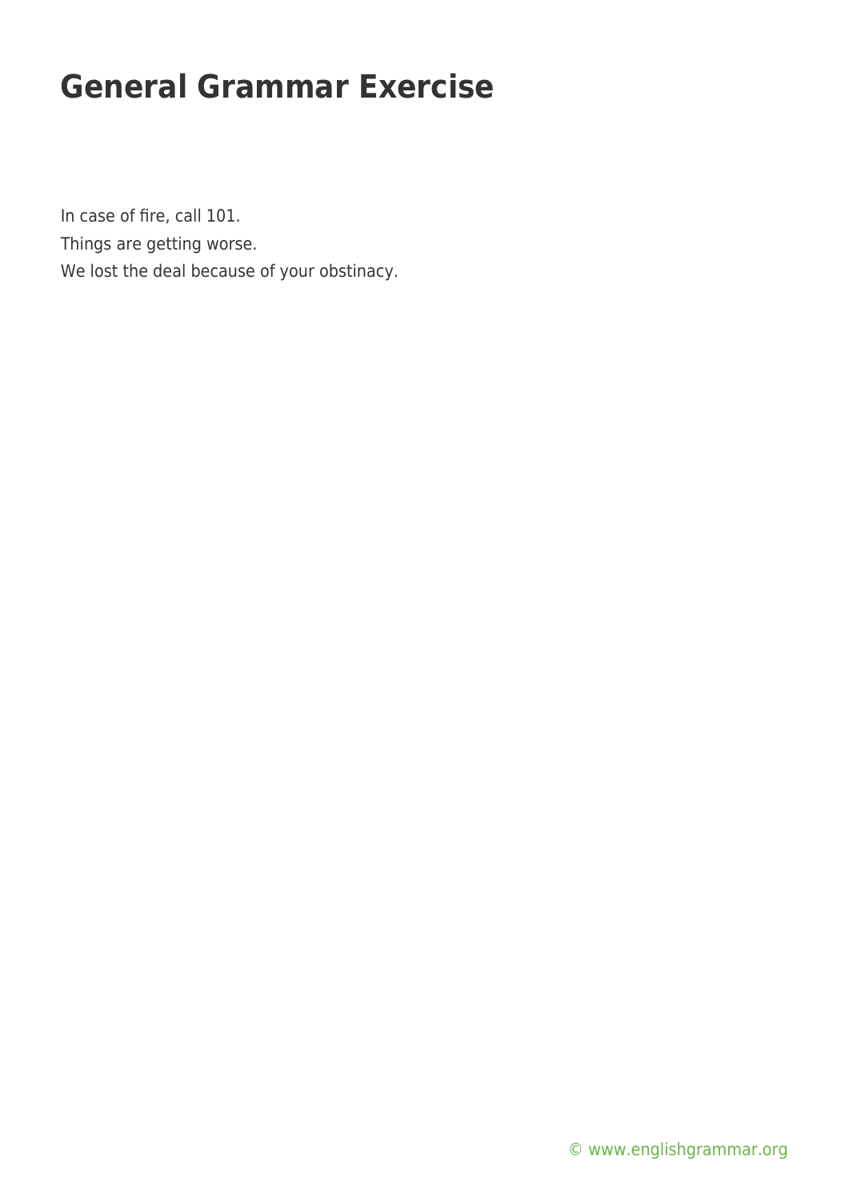# General Grammar Exercise

In case of fire, call 101.

Things are getting worse.

We lost the deal because of your obstinacy.